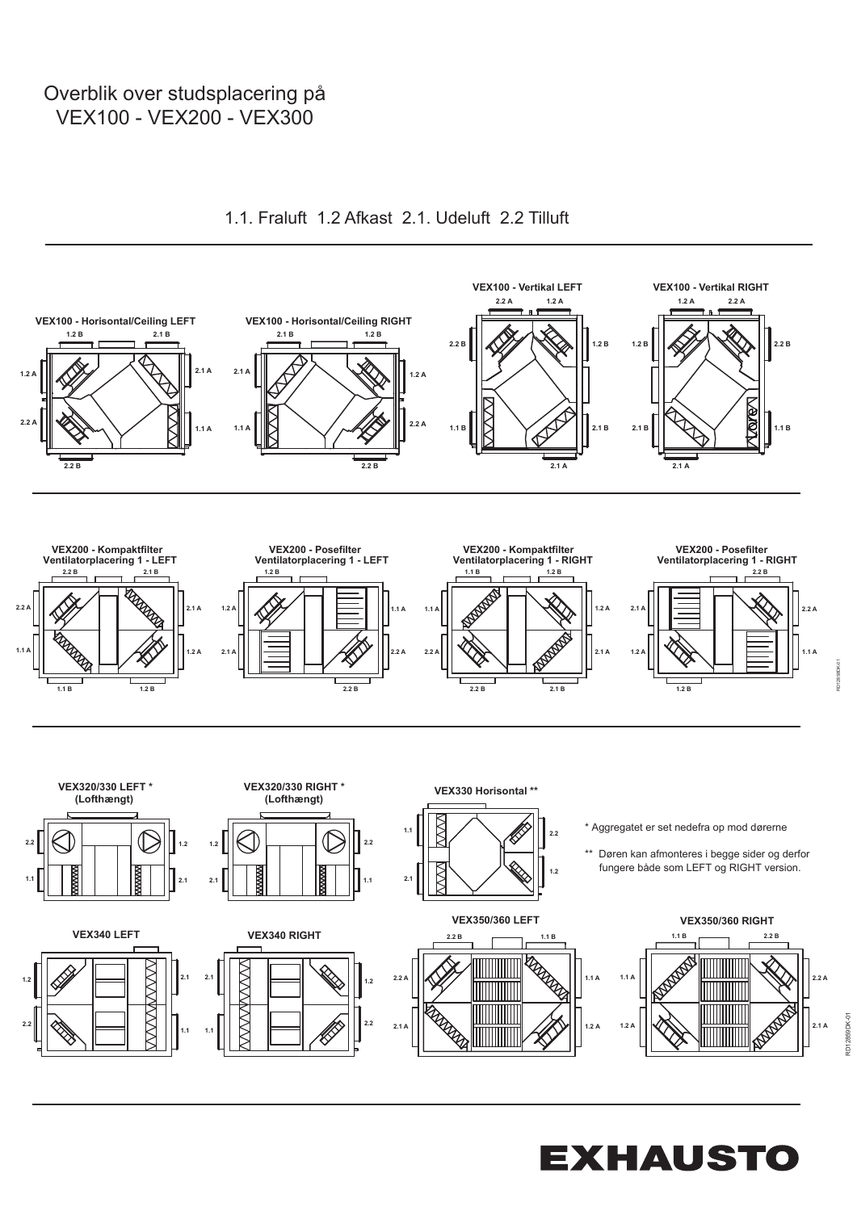# Overblik over studsplacering på VEX100 - VEX200 - VEX300

1.1. Fraluft 1.2 Afkast 2.1. Udeluft 2.2 Tilluft

**VEX100 - Horisontal/Ceiling LEFT**

1.2 B, 2.1 B, 1.2 A, 2.1 A, 2.2 A, 1.1 A, 2.2 B

**VEX100 - Horisontal/Ceiling RIGHT**

2.1 B, 1.2 B, 2.1 A, 1.2 A, 1.1 A, 2.2 A, 2.2 B

**VEX100 - Vertikal LEFT**

2.2 A, 1.2 A, 2.2 B, 1.2 B, 1.1 B, 2.1 B, 2.1 A

**VEX100 - Vertikal RIGHT**

1.2 A, 2.2 A, 1.2 B, 2.2 B, 2.1 B, 1.1 B, 2.1 A

**VEX200 - Kompaktfilter Ventilatorplacering 1 - LEFT**

2.2 B, 2.1 B, 2.2 A, 2.1 A, 1.1 A, 1.2 A, 1.1 B, 1.2 B

**VEX200 - Posefilter Ventilatorplacering 1 - LEFT**

1.2 B, 1.2 A, 1.1 A, 2.1 A, 2.2 A, 2.2 B

**VEX200 - Kompaktfilter Ventilatorplacering 1 - RIGHT**

1.1 B, 1.2 B, 1.1 A, 1.2 A, 2.2 A, 2.1 A, 2.2 B, 2.1 B

**VEX200 - Posefilter Ventilatorplacering 1 - RIGHT**

2.2 B, 2.1 A, 2.2 A, 1.2 A, 1.1 A, 1.2 B

**VEX320/330 LEFT * (Lofthængt)**

2.2, 1.2, 1.1, 2.1

**VEX320/330 RIGHT * (Lofthængt)**

1.2, 2.2, 2.1, 1.1

**VEX330 Horisontal ****

1.1, 2.2, 2.1, 1.2

\* Aggregatet er set nedefra op mod dørerne

\*\* Døren kan afmonteres i begge sider og derfor fungere både som LEFT og RIGHT version.

**VEX340 LEFT**

1.2, 2.1, 2.2, 1.1

**VEX340 RIGHT**

2.1, 1.2, 1.1, 2.2

**VEX350/360 LEFT**

2.2 B, 1.1 B, 2.2 A, 1.1 A, 2.1 A, 1.2 A

**VEX350/360 RIGHT**

1.1 B, 2.2 B, 1.1 A, 2.2 A, 1.2 A, 2.1 A

EXHAUSTO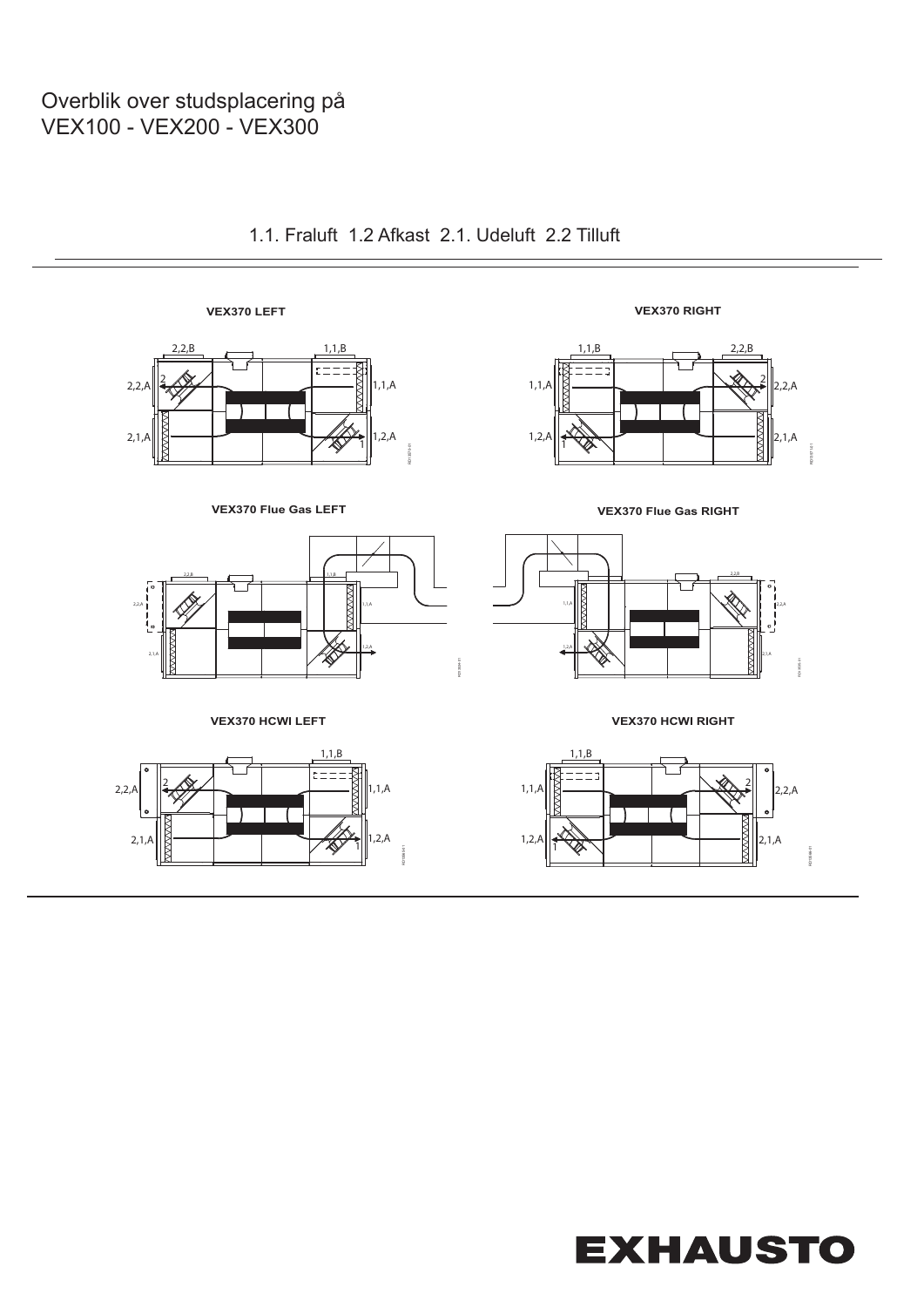# Overblik over studsplacering på VEX100 - VEX200 - VEX300

1.1. Fraluft 1.2 Afkast 2.1. Udeluft 2.2 Tilluft

**VEX370 LEFT**

2,2,B
1,1,B
2,2,A
2
1,1,A
2,1,A
1,2,A
1

**VEX370 RIGHT**

1,1,B
2,2,B
1,1,A
2
2,2,A
1,2,A
1
2,1,A

**VEX370 Flue Gas LEFT**

2,2,B
1,1,B
2,2,A
1,1,A
2,1,A
1,2,A

**VEX370 Flue Gas RIGHT**

2,2,B
1,1,A
2,2,A
1,2,A
2,1,A

**VEX370 HCWI LEFT**

1,1,B
2,2,A
2
1,1,A
2,1,A
1,2,A
1

**VEX370 HCWI RIGHT**

1,1,B
1,1,A
2
2,2,A
1,2,A
1
2,1,A

EXHAUSTO